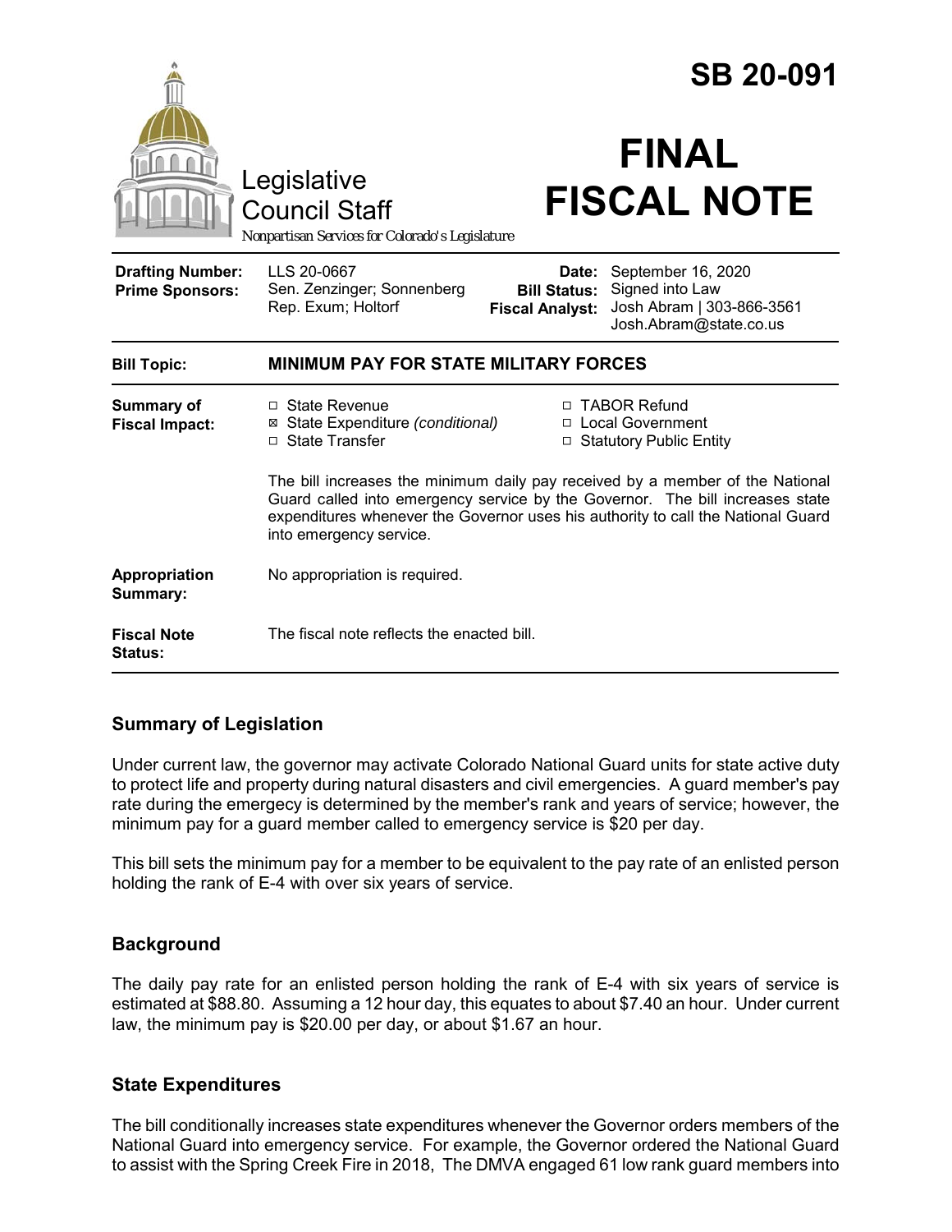# SB 20-091

Legislative Council Staff

*Nonpartisan Services for Colorado's Legislature*

# FINAL FISCAL NOTE

| | | | |
|---|---|---|---|
| **Drafting Number:** | LLS 20-0667 | **Date:** | September 16, 2020 |
| **Prime Sponsors:** | Sen. Zenzinger; Sonnenberg<br>Rep. Exum; Holtorf | **Bill Status:** | Signed into Law |
| | | **Fiscal Analyst:** | Josh Abram \| 303-866-3561<br>Josh.Abram@state.co.us |

**Bill Topic:** **MINIMUM PAY FOR STATE MILITARY FORCES**

**Summary of Fiscal Impact:**

- ☐ State Revenue
- ☒ State Expenditure *(conditional)*
- ☐ State Transfer
- ☐ TABOR Refund
- ☐ Local Government
- ☐ Statutory Public Entity

The bill increases the minimum daily pay received by a member of the National Guard called into emergency service by the Governor. The bill increases state expenditures whenever the Governor uses his authority to call the National Guard into emergency service.

**Appropriation Summary:** No appropriation is required.

**Fiscal Note Status:** The fiscal note reflects the enacted bill.

## Summary of Legislation

Under current law, the governor may activate Colorado National Guard units for state active duty to protect life and property during natural disasters and civil emergencies. A guard member's pay rate during the emegecy is determined by the member's rank and years of service; however, the minimum pay for a guard member called to emergency service is $20 per day.

This bill sets the minimum pay for a member to be equivalent to the pay rate of an enlisted person holding the rank of E-4 with over six years of service.

## Background

The daily pay rate for an enlisted person holding the rank of E-4 with six years of service is estimated at $88.80. Assuming a 12 hour day, this equates to about $7.40 an hour. Under current law, the minimum pay is $20.00 per day, or about $1.67 an hour.

## State Expenditures

The bill conditionally increases state expenditures whenever the Governor orders members of the National Guard into emergency service. For example, the Governor ordered the National Guard to assist with the Spring Creek Fire in 2018, The DMVA engaged 61 low rank guard members into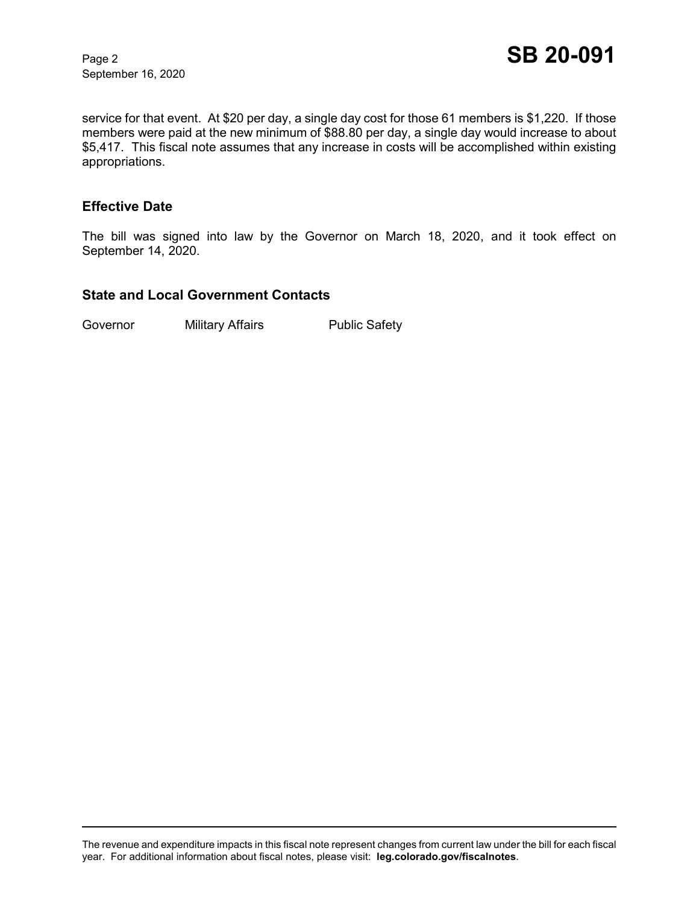service for that event. At $20 per day, a single day cost for those 61 members is $1,220. If those members were paid at the new minimum of $88.80 per day, a single day would increase to about $5,417. This fiscal note assumes that any increase in costs will be accomplished within existing appropriations.

## Effective Date

The bill was signed into law by the Governor on March 18, 2020, and it took effect on September 14, 2020.

## State and Local Government Contacts

| | | |
|---|---|---|
| Governor | Military Affairs | Public Safety |

The revenue and expenditure impacts in this fiscal note represent changes from current law under the bill for each fiscal year. For additional information about fiscal notes, please visit: **leg.colorado.gov/fiscalnotes**.